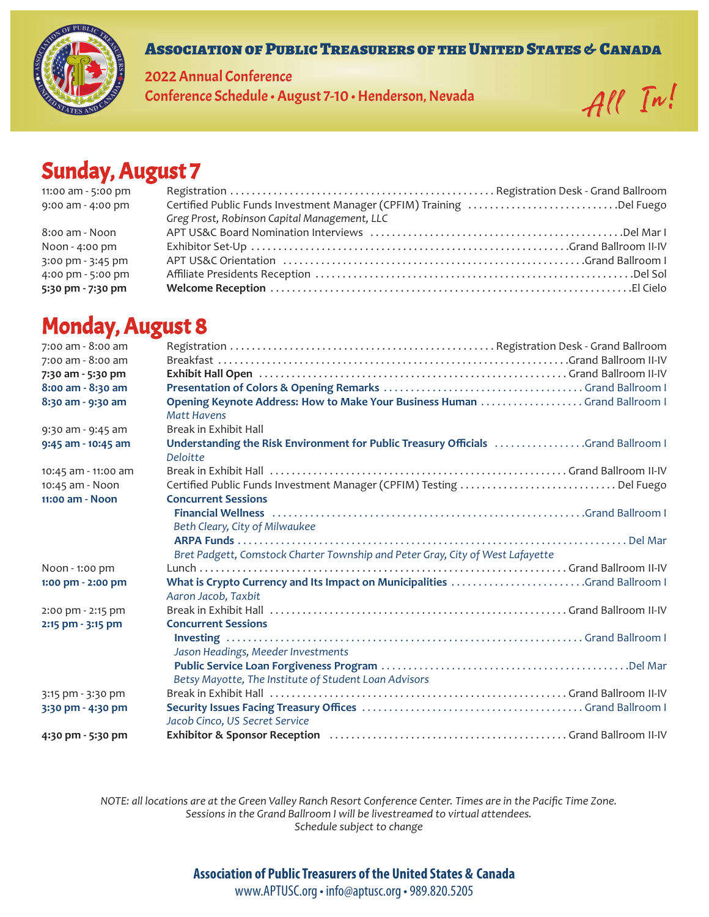# Association of Public Treasurers of the United States & Canada

## 2022 Annual Conference

## Conference Schedule • August 7-10 • Henderson, Nevada

*All In!*

## Sunday, August 7

| Time | Event | Location |
|---|---|---|
| 11:00 am - 5:00 pm | Registration | Registration Desk - Grand Ballroom |
| 9:00 am - 4:00 pm | Certified Public Funds Investment Manager (CPFIM) Training<br>*Greg Prost, Robinson Capital Management, LLC* | Del Fuego |
| 8:00 am - Noon | APT US&C Board Nomination Interviews | Del Mar I |
| Noon - 4:00 pm | Exhibitor Set-Up | Grand Ballroom II-IV |
| 3:00 pm - 3:45 pm | APT US&C Orientation | Grand Ballroom I |
| 4:00 pm - 5:00 pm | Affiliate Presidents Reception | Del Sol |
| **5:30 pm - 7:30 pm** | **Welcome Reception** | El Cielo |

## Monday, August 8

| Time | Event | Location |
|---|---|---|
| 7:00 am - 8:00 am | Registration | Registration Desk - Grand Ballroom |
| 7:00 am - 8:00 am | Breakfast | Grand Ballroom II-IV |
| **7:30 am - 5:30 pm** | **Exhibit Hall Open** | Grand Ballroom II-IV |
| **8:00 am - 8:30 am** | **Presentation of Colors & Opening Remarks** | Grand Ballroom I |
| **8:30 am - 9:30 am** | **Opening Keynote Address: How to Make Your Business Human**<br>*Matt Havens* | Grand Ballroom I |
| 9:30 am - 9:45 am | Break in Exhibit Hall | |
| **9:45 am - 10:45 am** | **Understanding the Risk Environment for Public Treasury Officials**<br>*Deloitte* | Grand Ballroom I |
| 10:45 am - 11:00 am | Break in Exhibit Hall | Grand Ballroom II-IV |
| 10:45 am - Noon | Certified Public Funds Investment Manager (CPFIM) Testing | Del Fuego |
| **11:00 am - Noon** | **Concurrent Sessions** | |
| | **Financial Wellness**<br>*Beth Cleary, City of Milwaukee* | Grand Ballroom I |
| | **ARPA Funds**<br>*Bret Padgett, Comstock Charter Township and Peter Gray, City of West Lafayette* | Del Mar |
| Noon - 1:00 pm | Lunch | Grand Ballroom II-IV |
| **1:00 pm - 2:00 pm** | **What is Crypto Currency and Its Impact on Municipalities**<br>*Aaron Jacob, Taxbit* | Grand Ballroom I |
| 2:00 pm - 2:15 pm | Break in Exhibit Hall | Grand Ballroom II-IV |
| **2:15 pm - 3:15 pm** | **Concurrent Sessions** | |
| | **Investing**<br>*Jason Headings, Meeder Investments* | Grand Ballroom I |
| | **Public Service Loan Forgiveness Program**<br>*Betsy Mayotte, The Institute of Student Loan Advisors* | Del Mar |
| 3:15 pm - 3:30 pm | Break in Exhibit Hall | Grand Ballroom II-IV |
| **3:30 pm - 4:30 pm** | **Security Issues Facing Treasury Offices**<br>*Jacob Cinco, US Secret Service* | Grand Ballroom I |
| **4:30 pm - 5:30 pm** | **Exhibitor & Sponsor Reception** | Grand Ballroom II-IV |

*NOTE: all locations are at the Green Valley Ranch Resort Conference Center. Times are in the Pacific Time Zone.*
*Sessions in the Grand Ballroom I will be livestreamed to virtual attendees.*
*Schedule subject to change*

**Association of Public Treasurers of the United States & Canada**
www.APTUSC.org • info@aptusc.org • 989.820.5205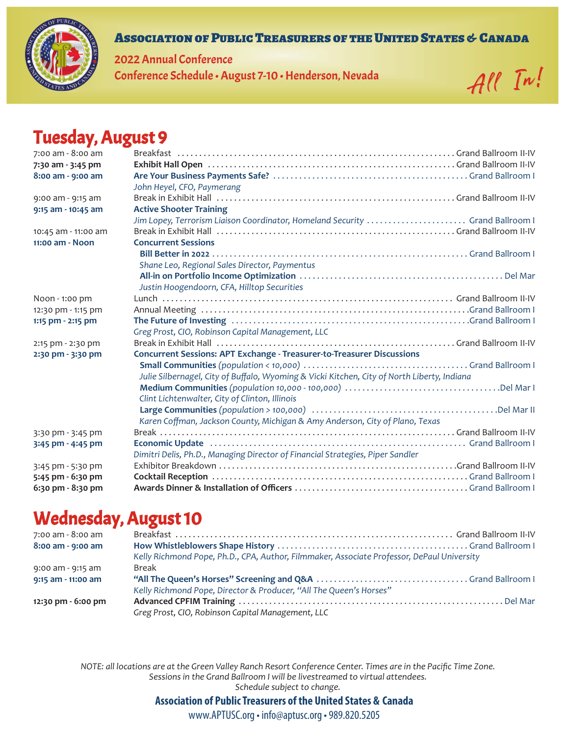**Association of Public Treasurers of the United States & Canada**

**2022 Annual Conference**

**Conference Schedule • August 7-10 • Henderson, Nevada**

*All In!*

# Tuesday, August 9

| | | |
|---|---|---|
| 7:00 am - 8:00 am | Breakfast | Grand Ballroom II-IV |
| **7:30 am - 3:45 pm** | **Exhibit Hall Open** | Grand Ballroom II-IV |
| **8:00 am - 9:00 am** | **Are Your Business Payments Safe?**<br>*John Heyel, CFO, Paymerang* | Grand Ballroom I |
| 9:00 am - 9:15 am | Break in Exhibit Hall | Grand Ballroom II-IV |
| **9:15 am - 10:45 am** | **Active Shooter Training**<br>*Jim Lopey, Terrorism Liaison Coordinator, Homeland Security* | Grand Ballroom I |
| 10:45 am - 11:00 am | Break in Exhibit Hall | Grand Ballroom II-IV |
| **11:00 am - Noon** | **Concurrent Sessions** | |
| | **Bill Better in 2022**<br>*Shane Leo, Regional Sales Director, Paymentus* | Grand Ballroom I |
| | **All-in on Portfolio Income Optimization**<br>*Justin Hoogendoorn, CFA, Hilltop Securities* | Del Mar |
| Noon - 1:00 pm | Lunch | Grand Ballroom II-IV |
| 12:30 pm - 1:15 pm | Annual Meeting | Grand Ballroom I |
| **1:15 pm - 2:15 pm** | **The Future of Investing**<br>*Greg Prost, CIO, Robinson Capital Management, LLC* | Grand Ballroom I |
| 2:15 pm - 2:30 pm | Break in Exhibit Hall | Grand Ballroom II-IV |
| **2:30 pm - 3:30 pm** | **Concurrent Sessions: APT Exchange - Treasurer-to-Treasurer Discussions** | |
| | **Small Communities** *(population < 10,000)*<br>*Julie Silbernagel, City of Buffalo, Wyoming & Vicki Kitchen, City of North Liberty, Indiana* | Grand Ballroom I |
| | **Medium Communities** *(population 10,000 - 100,000)*<br>*Clint Lichtenwalter, City of Clinton, Illinois* | Del Mar I |
| | **Large Communities** *(population > 100,000)*<br>*Karen Coffman, Jackson County, Michigan & Amy Anderson, City of Plano, Texas* | Del Mar II |
| 3:30 pm - 3:45 pm | Break | Grand Ballroom II-IV |
| **3:45 pm - 4:45 pm** | **Economic Update**<br>*Dimitri Delis, Ph.D., Managing Director of Financial Strategies, Piper Sandler* | Grand Ballroom I |
| 3:45 pm - 5:30 pm | Exhibitor Breakdown | Grand Ballroom II-IV |
| **5:45 pm - 6:30 pm** | **Cocktail Reception** | Grand Ballroom I |
| **6:30 pm - 8:30 pm** | **Awards Dinner & Installation of Officers** | Grand Ballroom I |

# Wednesday, August 10

| | | |
|---|---|---|
| 7:00 am - 8:00 am | Breakfast | Grand Ballroom II-IV |
| **8:00 am - 9:00 am** | **How Whistleblowers Shape History**<br>*Kelly Richmond Pope, Ph.D., CPA, Author, Filmmaker, Associate Professor, DePaul University* | Grand Ballroom I |
| 9:00 am - 9:15 am | Break | |
| **9:15 am - 11:00 am** | **"All The Queen's Horses" Screening and Q&A**<br>*Kelly Richmond Pope, Director & Producer, "All The Queen's Horses"* | Grand Ballroom I |
| **12:30 pm - 6:00 pm** | **Advanced CPFIM Training**<br>*Greg Prost, CIO, Robinson Capital Management, LLC* | Del Mar |

*NOTE: all locations are at the Green Valley Ranch Resort Conference Center. Times are in the Pacific Time Zone. Sessions in the Grand Ballroom I will be livestreamed to virtual attendees. Schedule subject to change.*

**Association of Public Treasurers of the United States & Canada**

www.APTUSC.org • info@aptusc.org • 989.820.5205